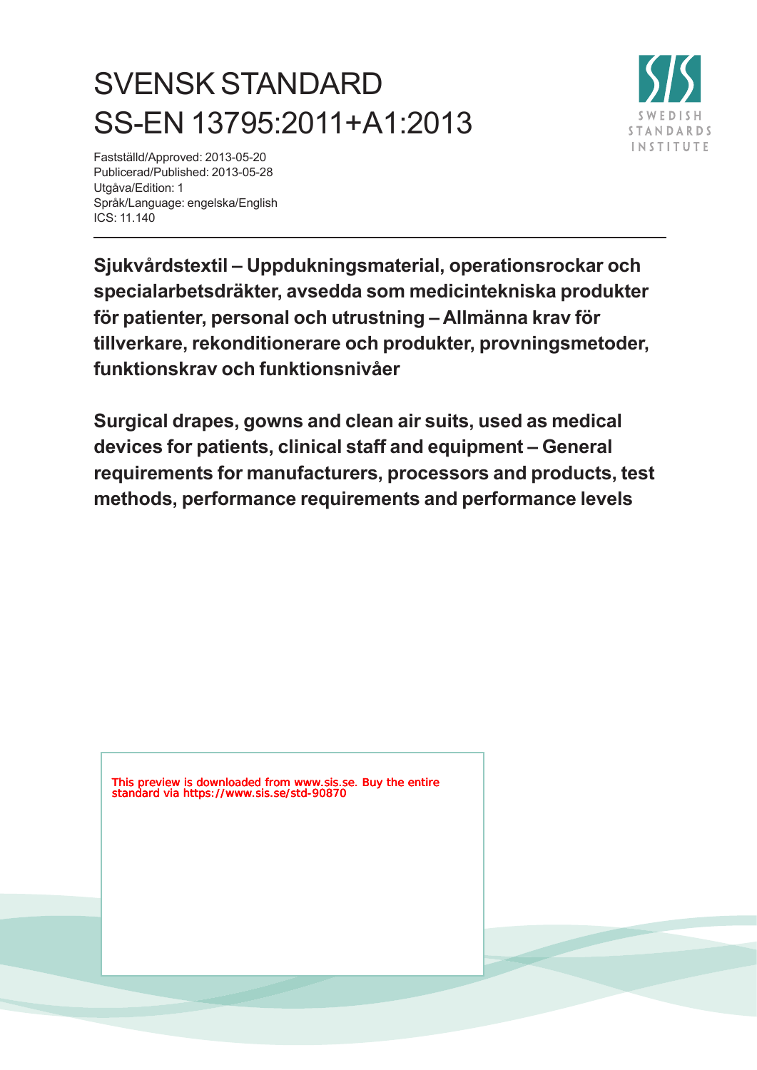# SVENSK STANDARD
# SS-EN 13795:2011+A1:2013

Fastställd/Approved: 2013-05-20
Publicerad/Published: 2013-05-28
Utgåva/Edition: 1
Språk/Language: engelska/English
ICS: 11.140

SWEDISH STANDARDS INSTITUTE

**Sjukvårdstextil – Uppdukningsmaterial, operationsrockar och specialarbetsdräkter, avsedda som medicintekniska produkter för patienter, personal och utrustning – Allmänna krav för tillverkare, rekonditionerare och produkter, provningsmetoder, funktionskrav och funktionsnivåer**

**Surgical drapes, gowns and clean air suits, used as medical devices for patients, clinical staff and equipment – General requirements for manufacturers, processors and products, test methods, performance requirements and performance levels**

This preview is downloaded from www.sis.se. Buy the entire standard via https://www.sis.se/std-90870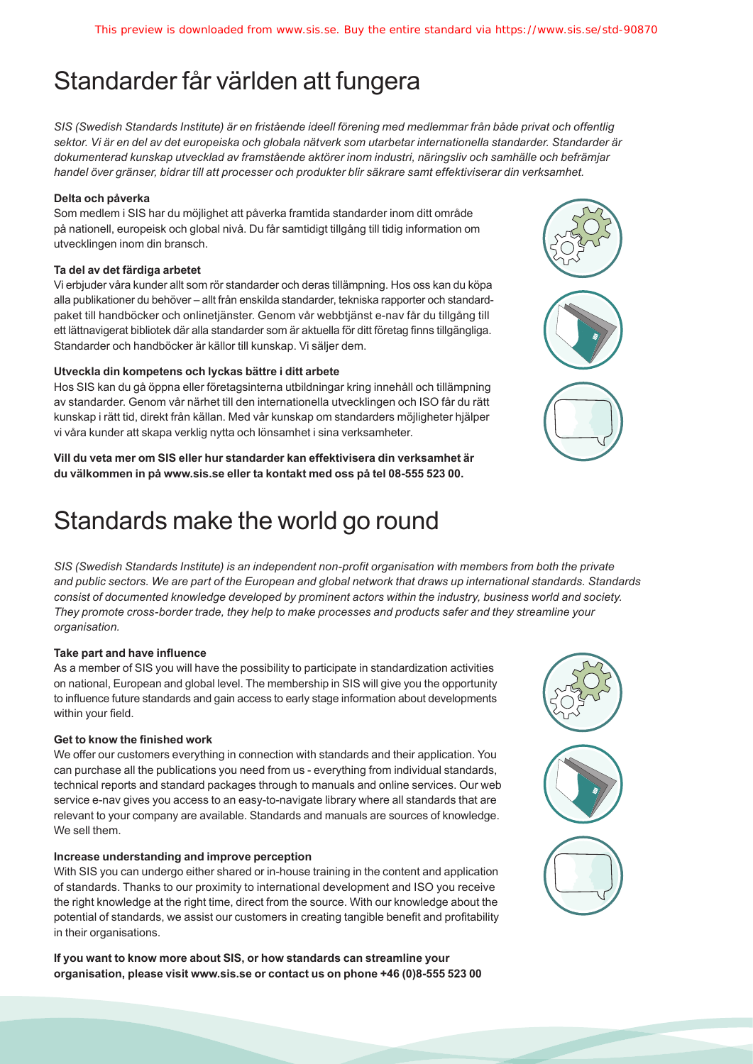# Standarder får världen att fungera

*SIS (Swedish Standards Institute) är en fristående ideell förening med medlemmar från både privat och offentlig sektor. Vi är en del av det europeiska och globala nätverk som utarbetar internationella standarder. Standarder är dokumenterad kunskap utvecklad av framstående aktörer inom industri, näringsliv och samhälle och befrämjar handel över gränser, bidrar till att processer och produkter blir säkrare samt effektiviserar din verksamhet.*

**Delta och påverka**

Som medlem i SIS har du möjlighet att påverka framtida standarder inom ditt område på nationell, europeisk och global nivå. Du får samtidigt tillgång till tidig information om utvecklingen inom din bransch.

**Ta del av det färdiga arbetet**

Vi erbjuder våra kunder allt som rör standarder och deras tillämpning. Hos oss kan du köpa alla publikationer du behöver – allt från enskilda standarder, tekniska rapporter och standardpaket till handböcker och onlinetjänster. Genom vår webbtjänst e-nav får du tillgång till ett lättnavigerat bibliotek där alla standarder som är aktuella för ditt företag finns tillgängliga. Standarder och handböcker är källor till kunskap. Vi säljer dem.

**Utveckla din kompetens och lyckas bättre i ditt arbete**

Hos SIS kan du gå öppna eller företagsinterna utbildningar kring innehåll och tillämpning av standarder. Genom vår närhet till den internationella utvecklingen och ISO får du rätt kunskap i rätt tid, direkt från källan. Med vår kunskap om standarders möjligheter hjälper vi våra kunder att skapa verklig nytta och lönsamhet i sina verksamheter.

**Vill du veta mer om SIS eller hur standarder kan effektivisera din verksamhet är du välkommen in på www.sis.se eller ta kontakt med oss på tel 08-555 523 00.**

# Standards make the world go round

*SIS (Swedish Standards Institute) is an independent non-profit organisation with members from both the private and public sectors. We are part of the European and global network that draws up international standards. Standards consist of documented knowledge developed by prominent actors within the industry, business world and society. They promote cross-border trade, they help to make processes and products safer and they streamline your organisation.*

**Take part and have influence**

As a member of SIS you will have the possibility to participate in standardization activities on national, European and global level. The membership in SIS will give you the opportunity to influence future standards and gain access to early stage information about developments within your field.

**Get to know the finished work**

We offer our customers everything in connection with standards and their application. You can purchase all the publications you need from us - everything from individual standards, technical reports and standard packages through to manuals and online services. Our web service e-nav gives you access to an easy-to-navigate library where all standards that are relevant to your company are available. Standards and manuals are sources of knowledge. We sell them.

**Increase understanding and improve perception**

With SIS you can undergo either shared or in-house training in the content and application of standards. Thanks to our proximity to international development and ISO you receive the right knowledge at the right time, direct from the source. With our knowledge about the potential of standards, we assist our customers in creating tangible benefit and profitability in their organisations.

**If you want to know more about SIS, or how standards can streamline your organisation, please visit www.sis.se or contact us on phone +46 (0)8-555 523 00**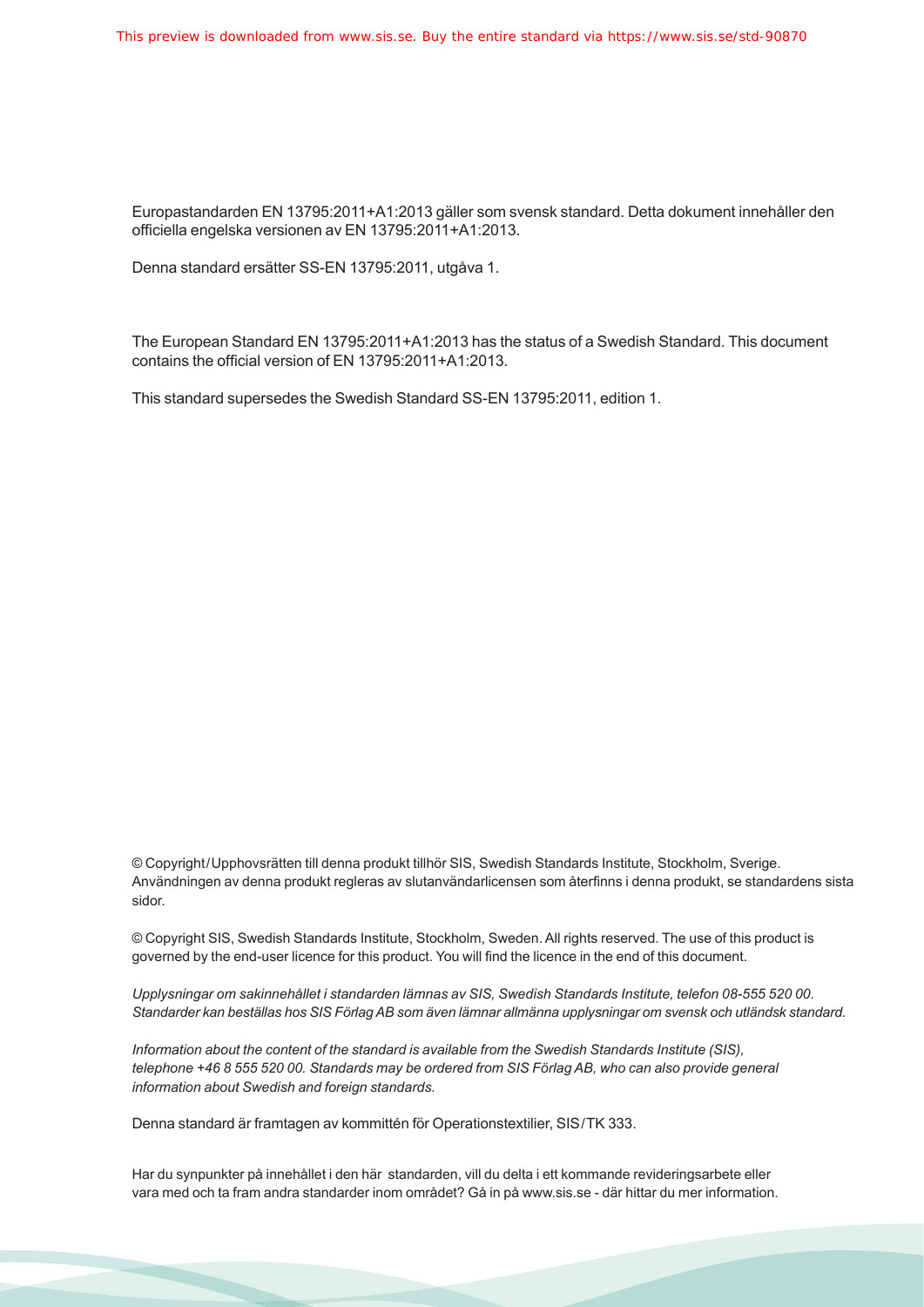Europastandarden EN 13795:2011+A1:2013 gäller som svensk standard. Detta dokument innehåller den officiella engelska versionen av EN 13795:2011+A1:2013.

Denna standard ersätter SS-EN 13795:2011, utgåva 1.

The European Standard EN 13795:2011+A1:2013 has the status of a Swedish Standard. This document contains the official version of EN 13795:2011+A1:2013.

This standard supersedes the Swedish Standard SS-EN 13795:2011, edition 1.

© Copyright/Upphovsrätten till denna produkt tillhör SIS, Swedish Standards Institute, Stockholm, Sverige. Användningen av denna produkt regleras av slutanvändarlicensen som återfinns i denna produkt, se standardens sista sidor.

© Copyright SIS, Swedish Standards Institute, Stockholm, Sweden. All rights reserved. The use of this product is governed by the end-user licence for this product. You will find the licence in the end of this document.

*Upplysningar om sakinnehållet i standarden lämnas av SIS, Swedish Standards Institute, telefon 08-555 520 00. Standarder kan beställas hos SIS Förlag AB som även lämnar allmänna upplysningar om svensk och utländsk standard.*

*Information about the content of the standard is available from the Swedish Standards Institute (SIS), telephone +46 8 555 520 00. Standards may be ordered from SIS Förlag AB, who can also provide general information about Swedish and foreign standards.*

Denna standard är framtagen av kommittén för Operationstextilier, SIS/TK 333.

Har du synpunkter på innehållet i den här standarden, vill du delta i ett kommande revideringsarbete eller vara med och ta fram andra standarder inom området? Gå in på www.sis.se - där hittar du mer information.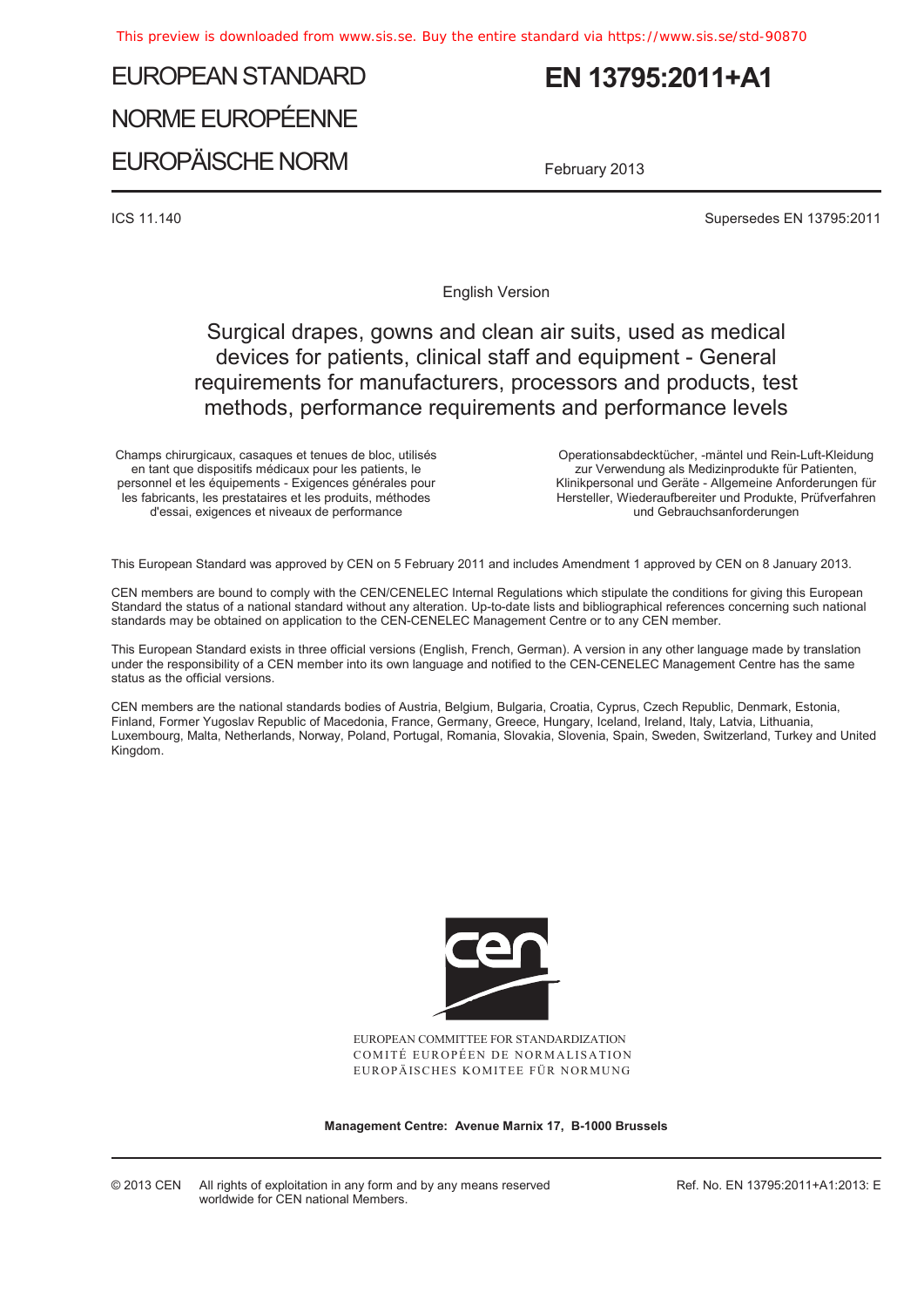# EUROPEAN STANDARD

# NORME EUROPÉENNE

# EUROPÄISCHE NORM

# EN 13795:2011+A1

February 2013

ICS 11.140

Supersedes EN 13795:2011

English Version

## Surgical drapes, gowns and clean air suits, used as medical devices for patients, clinical staff and equipment - General requirements for manufacturers, processors and products, test methods, performance requirements and performance levels

Champs chirurgicaux, casaques et tenues de bloc, utilisés en tant que dispositifs médicaux pour les patients, le personnel et les équipements - Exigences générales pour les fabricants, les prestataires et les produits, méthodes d'essai, exigences et niveaux de performance

Operationsabdecktücher, -mäntel und Rein-Luft-Kleidung zur Verwendung als Medizinprodukte für Patienten, Klinikpersonal und Geräte - Allgemeine Anforderungen für Hersteller, Wiederaufbereiter und Produkte, Prüfverfahren und Gebrauchsanforderungen

This European Standard was approved by CEN on 5 February 2011 and includes Amendment 1 approved by CEN on 8 January 2013.

CEN members are bound to comply with the CEN/CENELEC Internal Regulations which stipulate the conditions for giving this European Standard the status of a national standard without any alteration. Up-to-date lists and bibliographical references concerning such national standards may be obtained on application to the CEN-CENELEC Management Centre or to any CEN member.

This European Standard exists in three official versions (English, French, German). A version in any other language made by translation under the responsibility of a CEN member into its own language and notified to the CEN-CENELEC Management Centre has the same status as the official versions.

CEN members are the national standards bodies of Austria, Belgium, Bulgaria, Croatia, Cyprus, Czech Republic, Denmark, Estonia, Finland, Former Yugoslav Republic of Macedonia, France, Germany, Greece, Hungary, Iceland, Ireland, Italy, Latvia, Lithuania, Luxembourg, Malta, Netherlands, Norway, Poland, Portugal, Romania, Slovakia, Slovenia, Spain, Sweden, Switzerland, Turkey and United Kingdom.

EUROPEAN COMMITTEE FOR STANDARDIZATION
COMITÉ EUROPÉEN DE NORMALISATION
EUROPÄISCHES KOMITEE FÜR NORMUNG

**Management Centre: Avenue Marnix 17, B-1000 Brussels**

© 2013 CEN All rights of exploitation in any form and by any means reserved worldwide for CEN national Members.

Ref. No. EN 13795:2011+A1:2013: E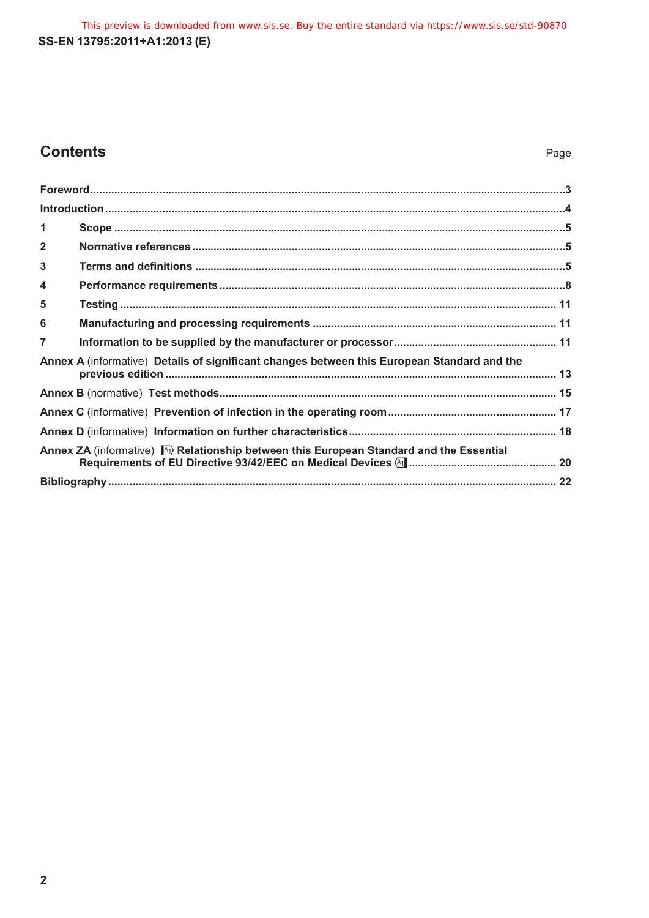## Contents

| | Page |
|---|---|
| Foreword | 3 |
| Introduction | 4 |
| 1 Scope | 5 |
| 2 Normative references | 5 |
| 3 Terms and definitions | 5 |
| 4 Performance requirements | 8 |
| 5 Testing | 11 |
| 6 Manufacturing and processing requirements | 11 |
| 7 Information to be supplied by the manufacturer or processor | 11 |
| Annex A (informative) Details of significant changes between this European Standard and the previous edition | 13 |
| Annex B (normative) Test methods | 15 |
| Annex C (informative) Prevention of infection in the operating room | 17 |
| Annex D (informative) Information on further characteristics | 18 |
| Annex ZA (informative) [A1) Relationship between this European Standard and the Essential Requirements of EU Directive 93/42/EEC on Medical Devices (A1] | 20 |
| Bibliography | 22 |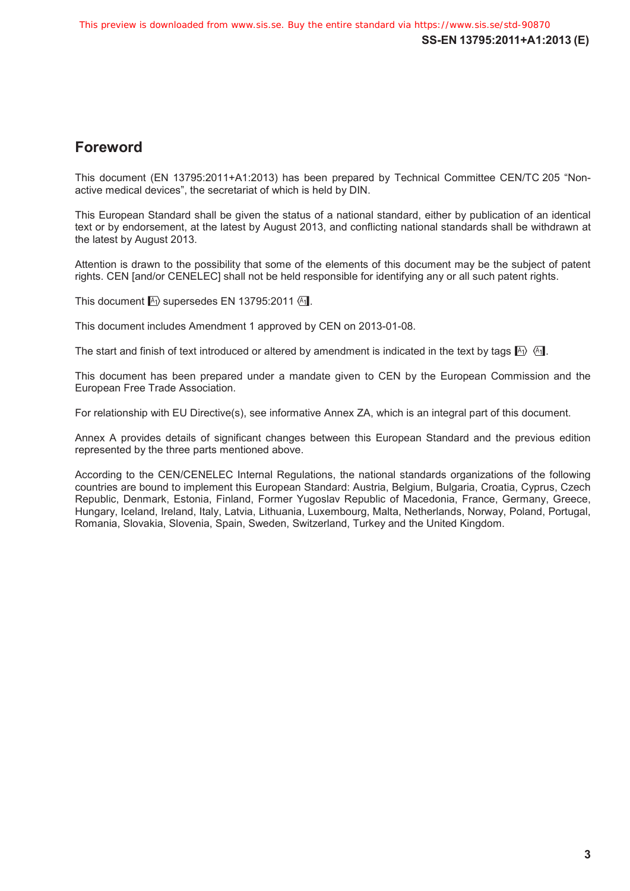# Foreword

This document (EN 13795:2011+A1:2013) has been prepared by Technical Committee CEN/TC 205 "Non-active medical devices", the secretariat of which is held by DIN.

This European Standard shall be given the status of a national standard, either by publication of an identical text or by endorsement, at the latest by August 2013, and conflicting national standards shall be withdrawn at the latest by August 2013.

Attention is drawn to the possibility that some of the elements of this document may be the subject of patent rights. CEN [and/or CENELEC] shall not be held responsible for identifying any or all such patent rights.

This document [A1⟩ supersedes EN 13795:2011 ⟨A1].

This document includes Amendment 1 approved by CEN on 2013-01-08.

The start and finish of text introduced or altered by amendment is indicated in the text by tags [A1⟩ ⟨A1].

This document has been prepared under a mandate given to CEN by the European Commission and the European Free Trade Association.

For relationship with EU Directive(s), see informative Annex ZA, which is an integral part of this document.

Annex A provides details of significant changes between this European Standard and the previous edition represented by the three parts mentioned above.

According to the CEN/CENELEC Internal Regulations, the national standards organizations of the following countries are bound to implement this European Standard: Austria, Belgium, Bulgaria, Croatia, Cyprus, Czech Republic, Denmark, Estonia, Finland, Former Yugoslav Republic of Macedonia, France, Germany, Greece, Hungary, Iceland, Ireland, Italy, Latvia, Lithuania, Luxembourg, Malta, Netherlands, Norway, Poland, Portugal, Romania, Slovakia, Slovenia, Spain, Sweden, Switzerland, Turkey and the United Kingdom.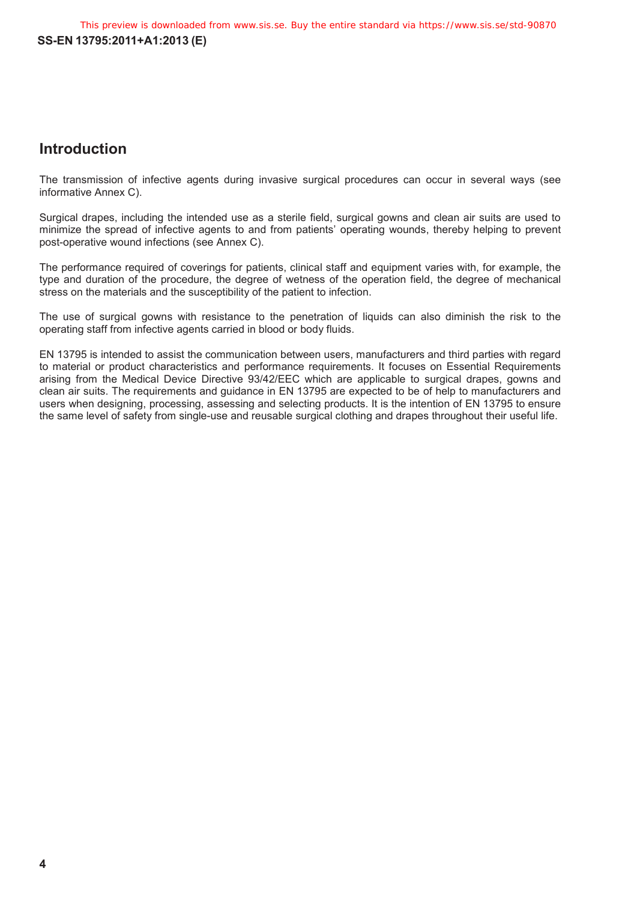## Introduction

The transmission of infective agents during invasive surgical procedures can occur in several ways (see informative Annex C).

Surgical drapes, including the intended use as a sterile field, surgical gowns and clean air suits are used to minimize the spread of infective agents to and from patients' operating wounds, thereby helping to prevent post-operative wound infections (see Annex C).

The performance required of coverings for patients, clinical staff and equipment varies with, for example, the type and duration of the procedure, the degree of wetness of the operation field, the degree of mechanical stress on the materials and the susceptibility of the patient to infection.

The use of surgical gowns with resistance to the penetration of liquids can also diminish the risk to the operating staff from infective agents carried in blood or body fluids.

EN 13795 is intended to assist the communication between users, manufacturers and third parties with regard to material or product characteristics and performance requirements. It focuses on Essential Requirements arising from the Medical Device Directive 93/42/EEC which are applicable to surgical drapes, gowns and clean air suits. The requirements and guidance in EN 13795 are expected to be of help to manufacturers and users when designing, processing, assessing and selecting products. It is the intention of EN 13795 to ensure the same level of safety from single-use and reusable surgical clothing and drapes throughout their useful life.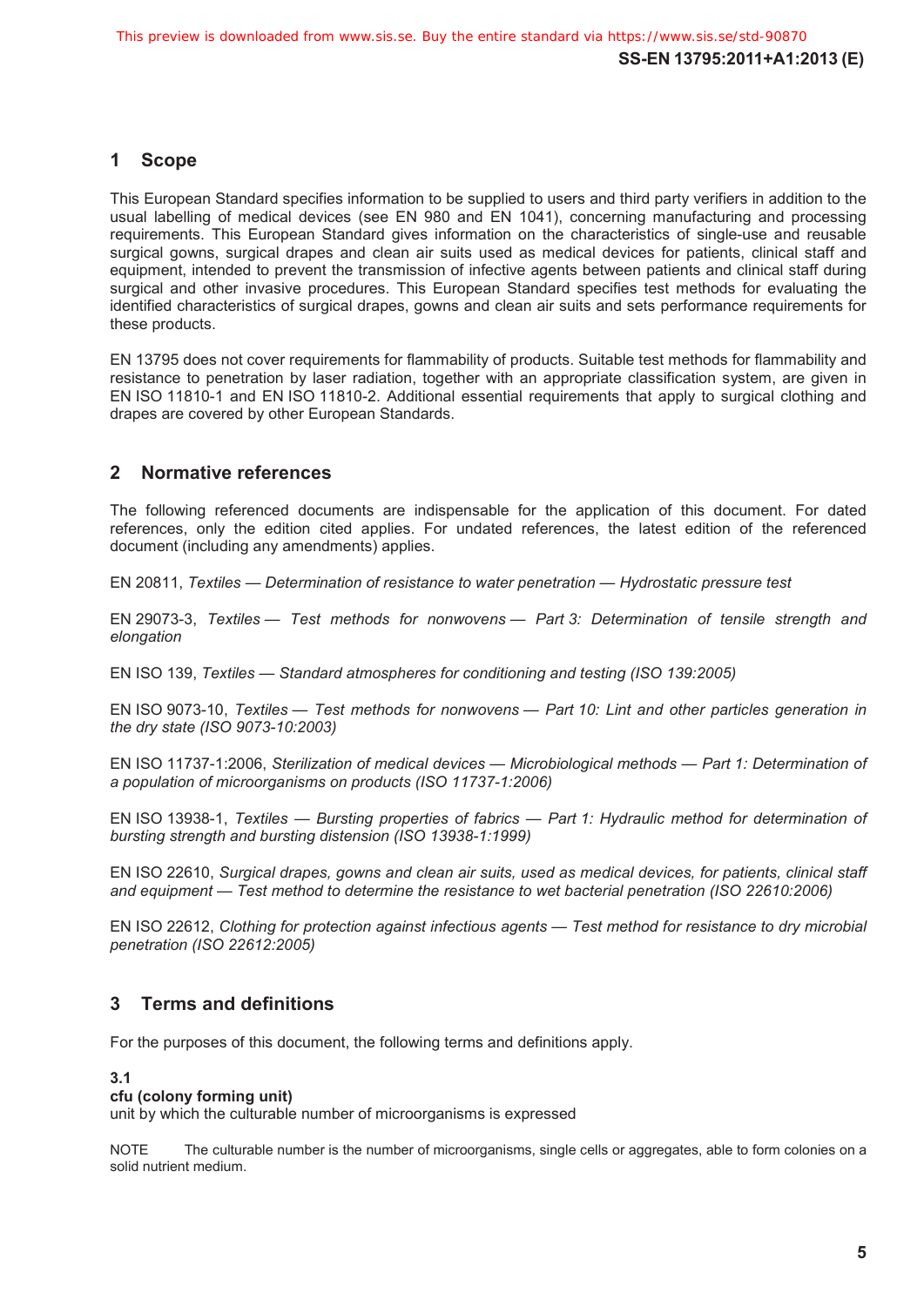## 1 Scope

This European Standard specifies information to be supplied to users and third party verifiers in addition to the usual labelling of medical devices (see EN 980 and EN 1041), concerning manufacturing and processing requirements. This European Standard gives information on the characteristics of single-use and reusable surgical gowns, surgical drapes and clean air suits used as medical devices for patients, clinical staff and equipment, intended to prevent the transmission of infective agents between patients and clinical staff during surgical and other invasive procedures. This European Standard specifies test methods for evaluating the identified characteristics of surgical drapes, gowns and clean air suits and sets performance requirements for these products.

EN 13795 does not cover requirements for flammability of products. Suitable test methods for flammability and resistance to penetration by laser radiation, together with an appropriate classification system, are given in EN ISO 11810-1 and EN ISO 11810-2. Additional essential requirements that apply to surgical clothing and drapes are covered by other European Standards.

## 2 Normative references

The following referenced documents are indispensable for the application of this document. For dated references, only the edition cited applies. For undated references, the latest edition of the referenced document (including any amendments) applies.

EN 20811, *Textiles — Determination of resistance to water penetration — Hydrostatic pressure test*

EN 29073-3, *Textiles — Test methods for nonwovens — Part 3: Determination of tensile strength and elongation*

EN ISO 139, *Textiles — Standard atmospheres for conditioning and testing (ISO 139:2005)*

EN ISO 9073-10, *Textiles — Test methods for nonwovens — Part 10: Lint and other particles generation in the dry state (ISO 9073-10:2003)*

EN ISO 11737-1:2006, *Sterilization of medical devices — Microbiological methods — Part 1: Determination of a population of microorganisms on products (ISO 11737-1:2006)*

EN ISO 13938-1, *Textiles — Bursting properties of fabrics — Part 1: Hydraulic method for determination of bursting strength and bursting distension (ISO 13938-1:1999)*

EN ISO 22610, *Surgical drapes, gowns and clean air suits, used as medical devices, for patients, clinical staff and equipment — Test method to determine the resistance to wet bacterial penetration (ISO 22610:2006)*

EN ISO 22612, *Clothing for protection against infectious agents — Test method for resistance to dry microbial penetration (ISO 22612:2005)*

## 3 Terms and definitions

For the purposes of this document, the following terms and definitions apply.

**3.1**
**cfu (colony forming unit)**
unit by which the culturable number of microorganisms is expressed

NOTE The culturable number is the number of microorganisms, single cells or aggregates, able to form colonies on a solid nutrient medium.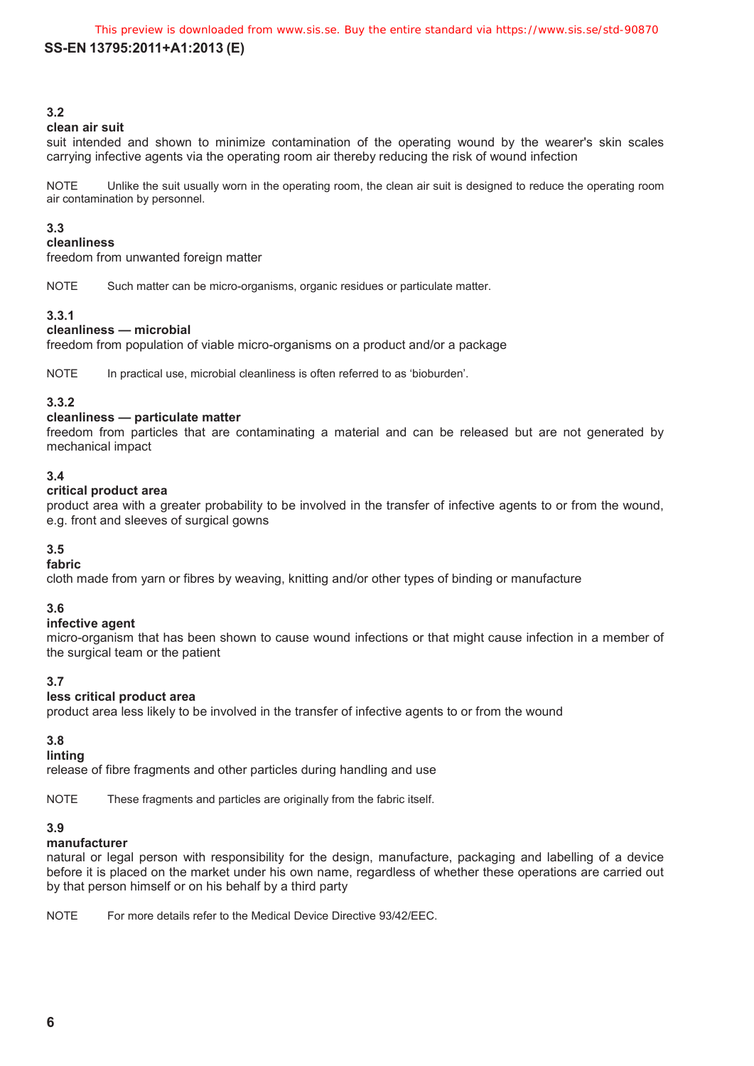**3.2**
**clean air suit**
suit intended and shown to minimize contamination of the operating wound by the wearer's skin scales carrying infective agents via the operating room air thereby reducing the risk of wound infection

NOTE Unlike the suit usually worn in the operating room, the clean air suit is designed to reduce the operating room air contamination by personnel.

**3.3**
**cleanliness**
freedom from unwanted foreign matter

NOTE Such matter can be micro-organisms, organic residues or particulate matter.

**3.3.1**
**cleanliness — microbial**
freedom from population of viable micro-organisms on a product and/or a package

NOTE In practical use, microbial cleanliness is often referred to as 'bioburden'.

**3.3.2**
**cleanliness — particulate matter**
freedom from particles that are contaminating a material and can be released but are not generated by mechanical impact

**3.4**
**critical product area**
product area with a greater probability to be involved in the transfer of infective agents to or from the wound, e.g. front and sleeves of surgical gowns

**3.5**
**fabric**
cloth made from yarn or fibres by weaving, knitting and/or other types of binding or manufacture

**3.6**
**infective agent**
micro-organism that has been shown to cause wound infections or that might cause infection in a member of the surgical team or the patient

**3.7**
**less critical product area**
product area less likely to be involved in the transfer of infective agents to or from the wound

**3.8**
**linting**
release of fibre fragments and other particles during handling and use

NOTE These fragments and particles are originally from the fabric itself.

**3.9**
**manufacturer**
natural or legal person with responsibility for the design, manufacture, packaging and labelling of a device before it is placed on the market under his own name, regardless of whether these operations are carried out by that person himself or on his behalf by a third party

NOTE For more details refer to the Medical Device Directive 93/42/EEC.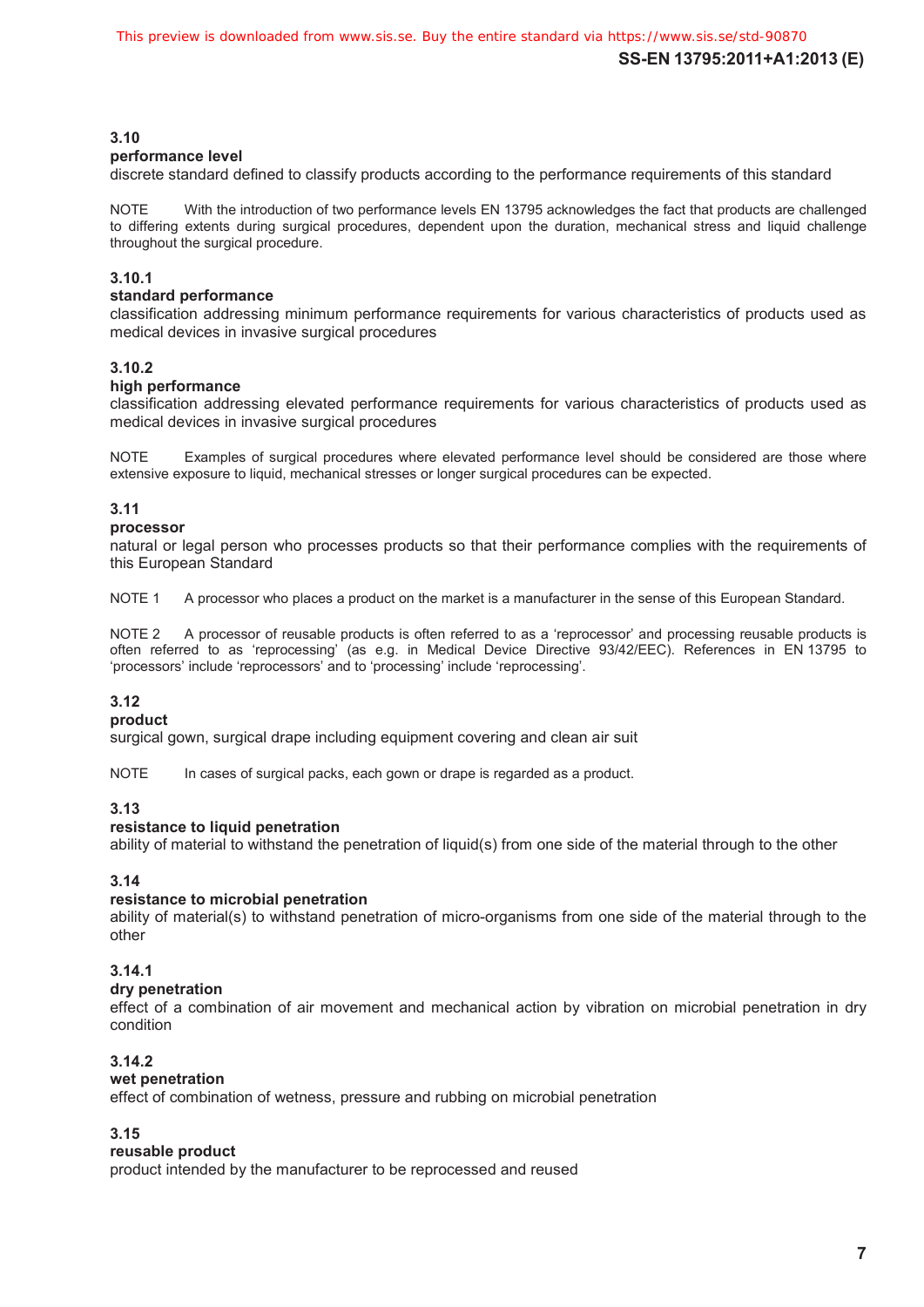**3.10**
**performance level**
discrete standard defined to classify products according to the performance requirements of this standard

NOTE With the introduction of two performance levels EN 13795 acknowledges the fact that products are challenged to differing extents during surgical procedures, dependent upon the duration, mechanical stress and liquid challenge throughout the surgical procedure.

**3.10.1**
**standard performance**
classification addressing minimum performance requirements for various characteristics of products used as medical devices in invasive surgical procedures

**3.10.2**
**high performance**
classification addressing elevated performance requirements for various characteristics of products used as medical devices in invasive surgical procedures

NOTE Examples of surgical procedures where elevated performance level should be considered are those where extensive exposure to liquid, mechanical stresses or longer surgical procedures can be expected.

**3.11**
**processor**
natural or legal person who processes products so that their performance complies with the requirements of this European Standard

NOTE 1 A processor who places a product on the market is a manufacturer in the sense of this European Standard.

NOTE 2 A processor of reusable products is often referred to as a 'reprocessor' and processing reusable products is often referred to as 'reprocessing' (as e.g. in Medical Device Directive 93/42/EEC). References in EN 13795 to 'processors' include 'reprocessors' and to 'processing' include 'reprocessing'.

**3.12**
**product**
surgical gown, surgical drape including equipment covering and clean air suit

NOTE In cases of surgical packs, each gown or drape is regarded as a product.

**3.13**
**resistance to liquid penetration**
ability of material to withstand the penetration of liquid(s) from one side of the material through to the other

**3.14**
**resistance to microbial penetration**
ability of material(s) to withstand penetration of micro-organisms from one side of the material through to the other

**3.14.1**
**dry penetration**
effect of a combination of air movement and mechanical action by vibration on microbial penetration in dry condition

**3.14.2**
**wet penetration**
effect of combination of wetness, pressure and rubbing on microbial penetration

**3.15**
**reusable product**
product intended by the manufacturer to be reprocessed and reused